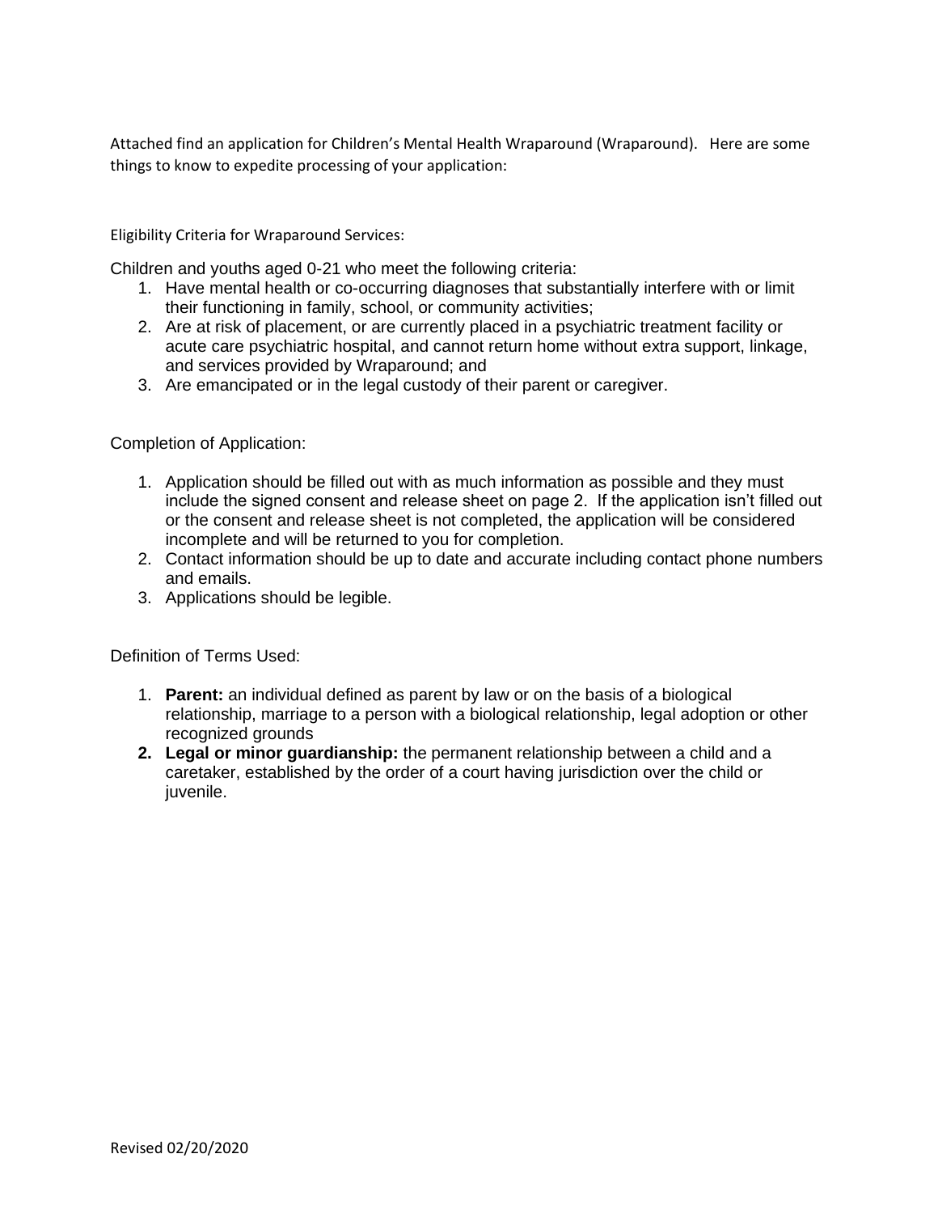Attached find an application for Children's Mental Health Wraparound (Wraparound). Here are some things to know to expedite processing of your application:

Eligibility Criteria for Wraparound Services:

Children and youths aged 0-21 who meet the following criteria:

1. Have mental health or co-occurring diagnoses that substantially interfere with or limit their functioning in family, school, or community activities;
2. Are at risk of placement, or are currently placed in a psychiatric treatment facility or acute care psychiatric hospital, and cannot return home without extra support, linkage, and services provided by Wraparound; and
3. Are emancipated or in the legal custody of their parent or caregiver.

Completion of Application:

1. Application should be filled out with as much information as possible and they must include the signed consent and release sheet on page 2. If the application isn't filled out or the consent and release sheet is not completed, the application will be considered incomplete and will be returned to you for completion.
2. Contact information should be up to date and accurate including contact phone numbers and emails.
3. Applications should be legible.

Definition of Terms Used:

1. **Parent:** an individual defined as parent by law or on the basis of a biological relationship, marriage to a person with a biological relationship, legal adoption or other recognized grounds
2. **Legal or minor guardianship:** the permanent relationship between a child and a caretaker, established by the order of a court having jurisdiction over the child or juvenile.

Revised 02/20/2020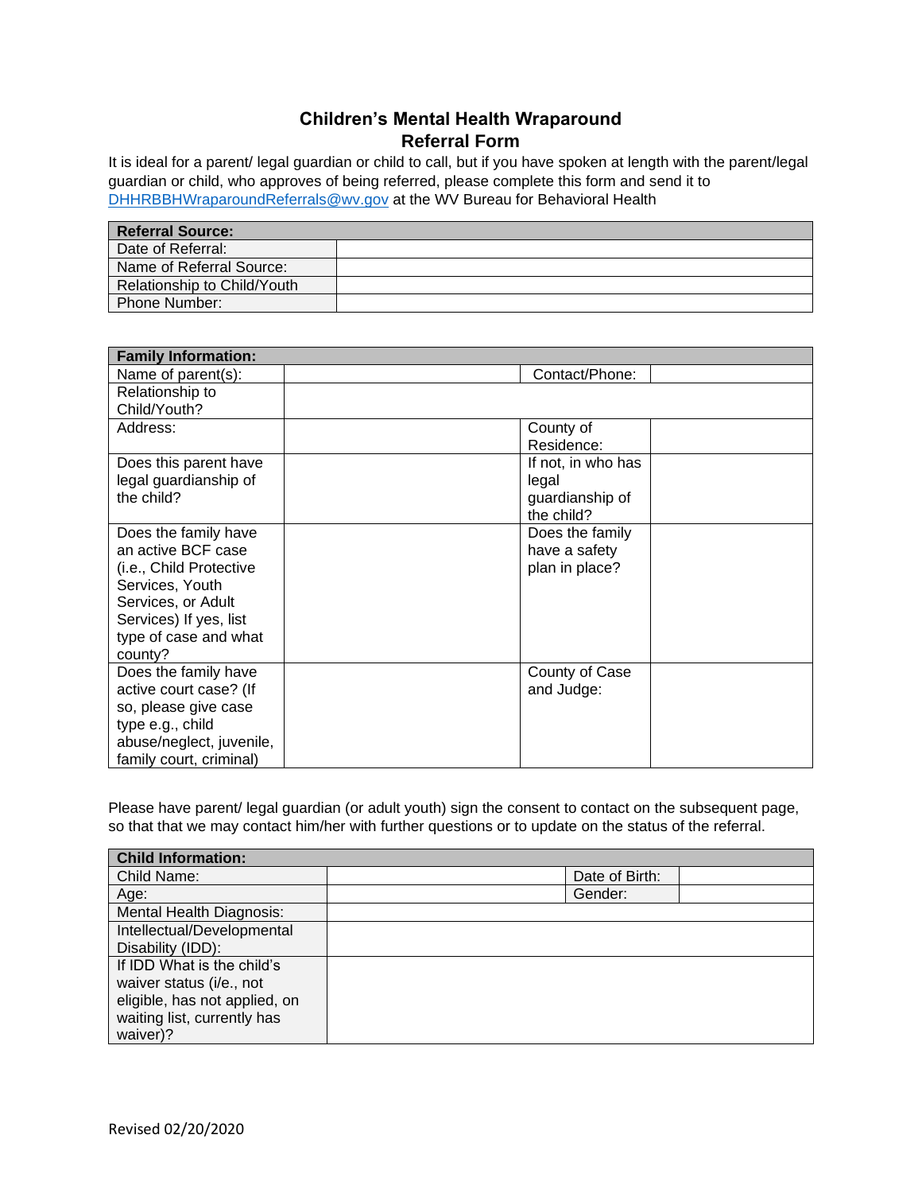# Children's Mental Health Wraparound
## Referral Form

It is ideal for a parent/ legal guardian or child to call, but if you have spoken at length with the parent/legal guardian or child, who approves of being referred, please complete this form and send it to DHHRBBHWraparoundReferrals@wv.gov at the WV Bureau for Behavioral Health

| **Referral Source:** | |
|---|---|
| Date of Referral: | |
| Name of Referral Source: | |
| Relationship to Child/Youth | |
| Phone Number: | |

| **Family Information:** | | | |
|---|---|---|---|
| Name of parent(s): | | Contact/Phone: | |
| Relationship to Child/Youth? | | | |
| Address: | | County of Residence: | |
| Does this parent have legal guardianship of the child? | | If not, in who has legal guardianship of the child? | |
| Does the family have an active BCF case (i.e., Child Protective Services, Youth Services, or Adult Services) If yes, list type of case and what county? | | Does the family have a safety plan in place? | |
| Does the family have active court case? (If so, please give case type e.g., child abuse/neglect, juvenile, family court, criminal) | | County of Case and Judge: | |

Please have parent/ legal guardian (or adult youth) sign the consent to contact on the subsequent page, so that that we may contact him/her with further questions or to update on the status of the referral.

| **Child Information:** | | | |
|---|---|---|---|
| Child Name: | | Date of Birth: | |
| Age: | | Gender: | |
| Mental Health Diagnosis: | | | |
| Intellectual/Developmental Disability (IDD): | | | |
| If IDD What is the child's waiver status (i/e., not eligible, has not applied, on waiting list, currently has waiver)? | | | |

Revised 02/20/2020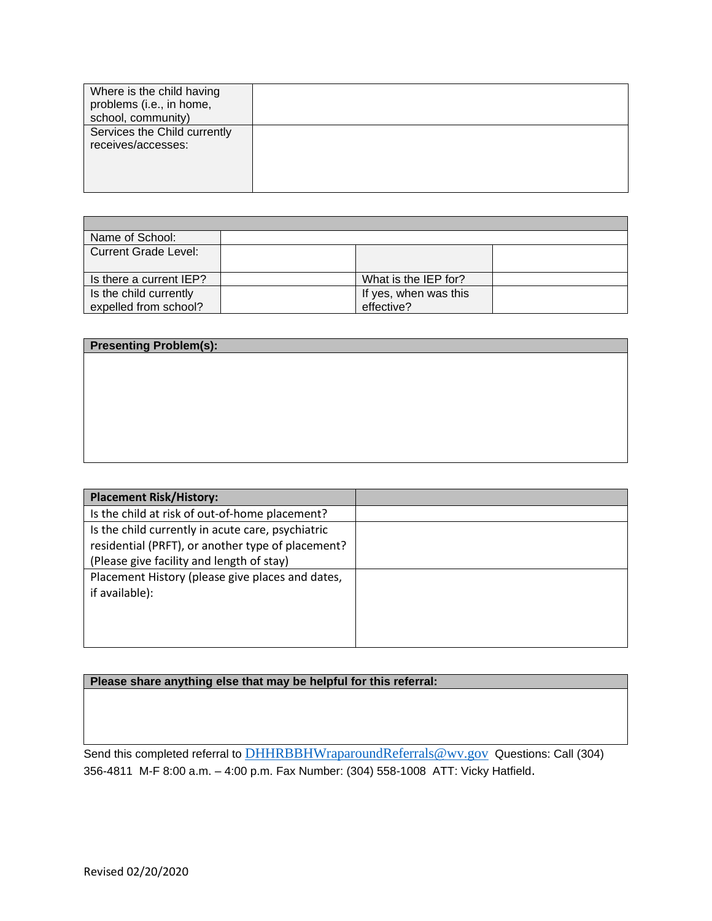| Where is the child having problems (i.e., in home, school, community) | |
|---|---|
| Services the Child currently receives/accesses: | |

| | | | |
|---|---|---|---|
| Name of School: | | | |
| Current Grade Level: | | | |
| Is there a current IEP? | | What is the IEP for? | |
| Is the child currently expelled from school? | | If yes, when was this effective? | |

| Presenting Problem(s): |
|---|
| |

| Placement Risk/History: | |
|---|---|
| Is the child at risk of out-of-home placement? | |
| Is the child currently in acute care, psychiatric residential (PRFT), or another type of placement? (Please give facility and length of stay) | |
| Placement History (please give places and dates, if available): | |

| Please share anything else that may be helpful for this referral: |
|---|
| |

Send this completed referral to DHHRBBHWraparoundReferrals@wv.gov Questions: Call (304) 356-4811 M-F 8:00 a.m. – 4:00 p.m. Fax Number: (304) 558-1008 ATT: Vicky Hatfield.

Revised 02/20/2020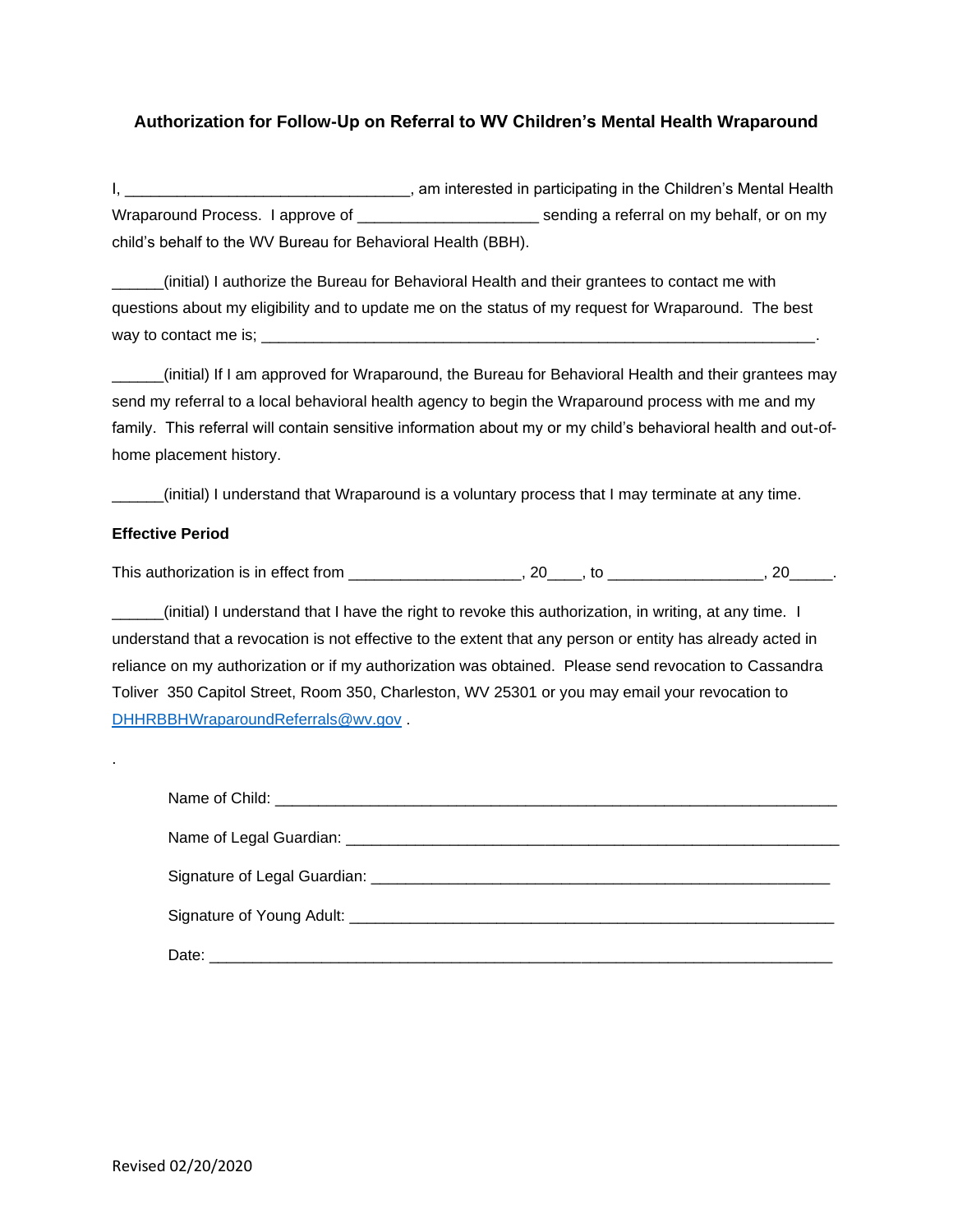### Authorization for Follow-Up on Referral to WV Children's Mental Health Wraparound

I, ________________________________, am interested in participating in the Children's Mental Health Wraparound Process. I approve of ____________________ sending a referral on my behalf, or on my child's behalf to the WV Bureau for Behavioral Health (BBH).

______(initial) I authorize the Bureau for Behavioral Health and their grantees to contact me with questions about my eligibility and to update me on the status of my request for Wraparound. The best way to contact me is; ______________________________________________________________.

______(initial) If I am approved for Wraparound, the Bureau for Behavioral Health and their grantees may send my referral to a local behavioral health agency to begin the Wraparound process with me and my family. This referral will contain sensitive information about my or my child's behavioral health and out-of-home placement history.

______(initial) I understand that Wraparound is a voluntary process that I may terminate at any time.

**Effective Period**

This authorization is in effect from ___________________, 20____, to _________________, 20_____.

______(initial) I understand that I have the right to revoke this authorization, in writing, at any time. I understand that a revocation is not effective to the extent that any person or entity has already acted in reliance on my authorization or if my authorization was obtained. Please send revocation to Cassandra Toliver 350 Capitol Street, Room 350, Charleston, WV 25301 or you may email your revocation to DHHRBBHWraparoundReferrals@wv.gov .

.

Name of Child: ______________________________________________________________

Name of Legal Guardian: _______________________________________________________

Signature of Legal Guardian: ___________________________________________________

Signature of Young Adult: _____________________________________________________

Date: _____________________________________________________________________

Revised 02/20/2020